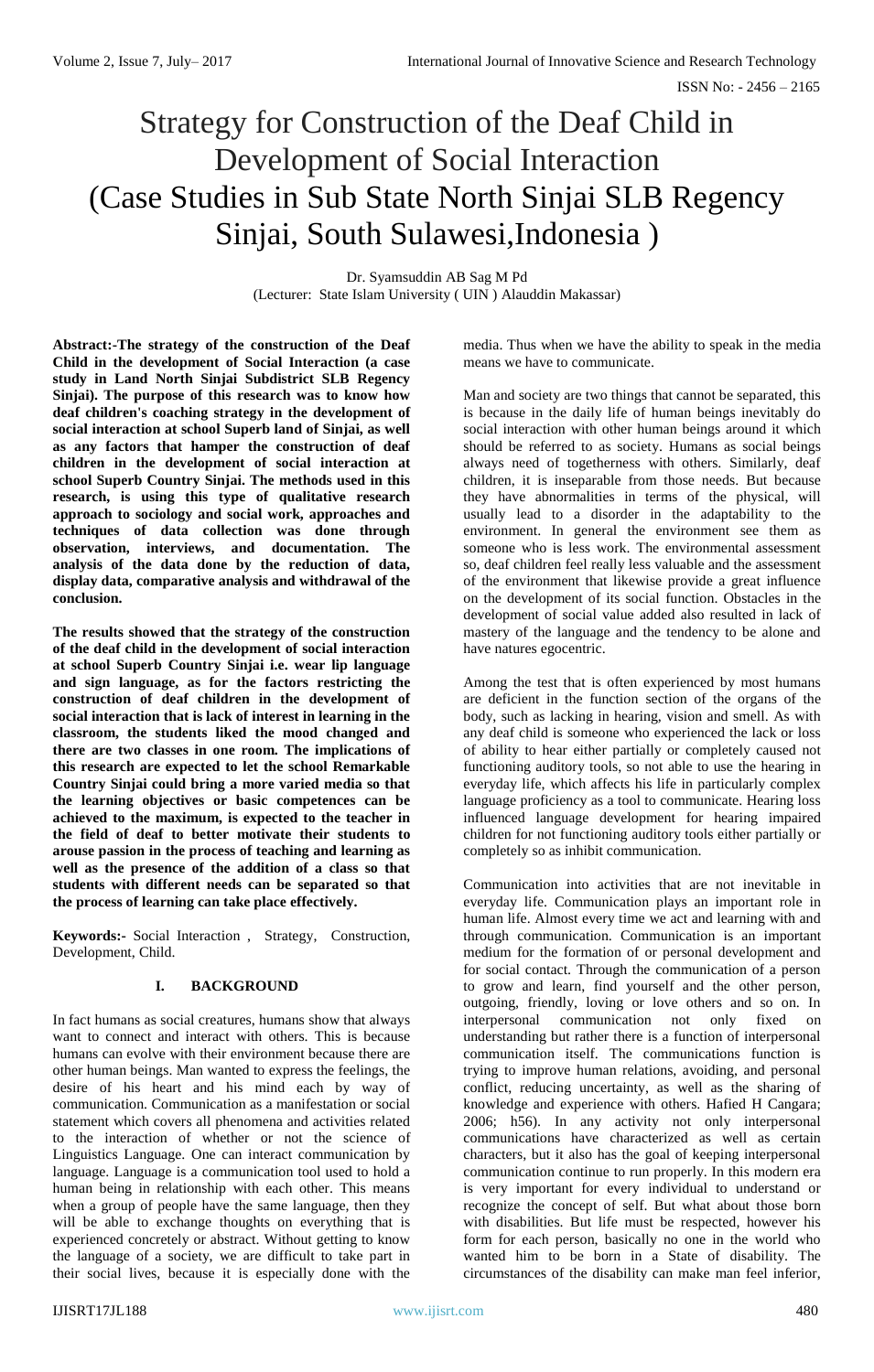# Strategy for Construction of the Deaf Child in Development of Social Interaction (Case Studies in Sub State North Sinjai SLB Regency Sinjai, South Sulawesi,Indonesia )

Dr. Syamsuddin AB Sag M Pd
(Lecturer: State Islam University ( UIN ) Alauddin Makassar)

**Abstract:-The strategy of the construction of the Deaf Child in the development of Social Interaction (a case study in Land North Sinjai Subdistrict SLB Regency Sinjai). The purpose of this research was to know how deaf children's coaching strategy in the development of social interaction at school Superb land of Sinjai, as well as any factors that hamper the construction of deaf children in the development of social interaction at school Superb Country Sinjai. The methods used in this research, is using this type of qualitative research approach to sociology and social work, approaches and techniques of data collection was done through observation, interviews, and documentation. The analysis of the data done by the reduction of data, display data, comparative analysis and withdrawal of the conclusion.**

**The results showed that the strategy of the construction of the deaf child in the development of social interaction at school Superb Country Sinjai i.e. wear lip language and sign language, as for the factors restricting the construction of deaf children in the development of social interaction that is lack of interest in learning in the classroom, the students liked the mood changed and there are two classes in one room. The implications of this research are expected to let the school Remarkable Country Sinjai could bring a more varied media so that the learning objectives or basic competences can be achieved to the maximum, is expected to the teacher in the field of deaf to better motivate their students to arouse passion in the process of teaching and learning as well as the presence of the addition of a class so that students with different needs can be separated so that the process of learning can take place effectively.**

**Keywords:-** Social Interaction , Strategy, Construction, Development, Child.

## I. BACKGROUND

In fact humans as social creatures, humans show that always want to connect and interact with others. This is because humans can evolve with their environment because there are other human beings. Man wanted to express the feelings, the desire of his heart and his mind each by way of communication. Communication as a manifestation or social statement which covers all phenomena and activities related to the interaction of whether or not the science of Linguistics Language. One can interact communication by language. Language is a communication tool used to hold a human being in relationship with each other. This means when a group of people have the same language, then they will be able to exchange thoughts on everything that is experienced concretely or abstract. Without getting to know the language of a society, we are difficult to take part in their social lives, because it is especially done with the media. Thus when we have the ability to speak in the media means we have to communicate.

Man and society are two things that cannot be separated, this is because in the daily life of human beings inevitably do social interaction with other human beings around it which should be referred to as society. Humans as social beings always need of togetherness with others. Similarly, deaf children, it is inseparable from those needs. But because they have abnormalities in terms of the physical, will usually lead to a disorder in the adaptability to the environment. In general the environment see them as someone who is less work. The environmental assessment so, deaf children feel really less valuable and the assessment of the environment that likewise provide a great influence on the development of its social function. Obstacles in the development of social value added also resulted in lack of mastery of the language and the tendency to be alone and have natures egocentric.

Among the test that is often experienced by most humans are deficient in the function section of the organs of the body, such as lacking in hearing, vision and smell. As with any deaf child is someone who experienced the lack or loss of ability to hear either partially or completely caused not functioning auditory tools, so not able to use the hearing in everyday life, which affects his life in particularly complex language proficiency as a tool to communicate. Hearing loss influenced language development for hearing impaired children for not functioning auditory tools either partially or completely so as inhibit communication.

Communication into activities that are not inevitable in everyday life. Communication plays an important role in human life. Almost every time we act and learning with and through communication. Communication is an important medium for the formation of or personal development and for social contact. Through the communication of a person to grow and learn, find yourself and the other person, outgoing, friendly, loving or love others and so on. In interpersonal communication not only fixed on understanding but rather there is a function of interpersonal communication itself. The communications function is trying to improve human relations, avoiding, and personal conflict, reducing uncertainty, as well as the sharing of knowledge and experience with others. Hafied H Cangara; 2006; h56). In any activity not only interpersonal communications have characterized as well as certain characters, but it also has the goal of keeping interpersonal communication continue to run properly. In this modern era is very important for every individual to understand or recognize the concept of self. But what about those born with disabilities. But life must be respected, however his form for each person, basically no one in the world who wanted him to be born in a State of disability. The circumstances of the disability can make man feel inferior,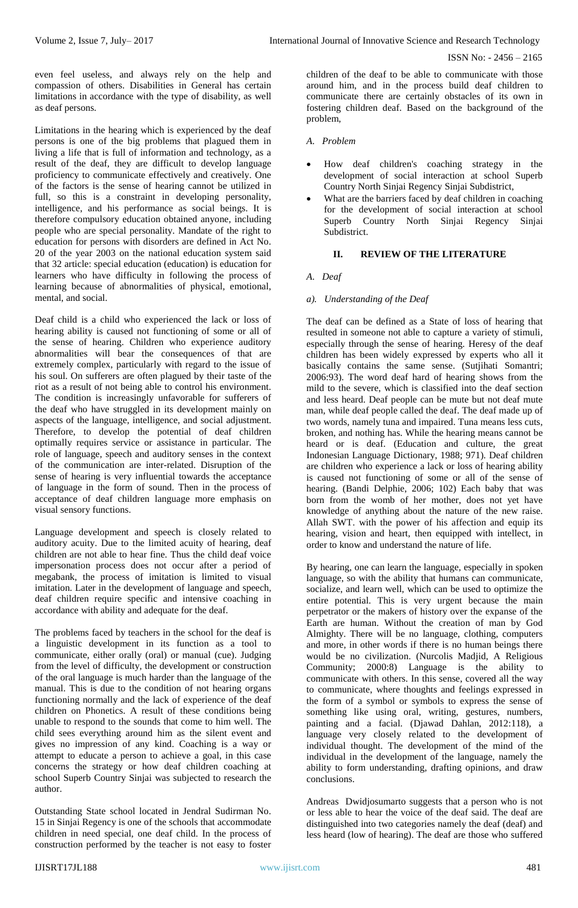even feel useless, and always rely on the help and compassion of others. Disabilities in General has certain limitations in accordance with the type of disability, as well as deaf persons.

Limitations in the hearing which is experienced by the deaf persons is one of the big problems that plagued them in living a life that is full of information and technology, as a result of the deaf, they are difficult to develop language proficiency to communicate effectively and creatively. One of the factors is the sense of hearing cannot be utilized in full, so this is a constraint in developing personality, intelligence, and his performance as social beings. It is therefore compulsory education obtained anyone, including people who are special personality. Mandate of the right to education for persons with disorders are defined in Act No. 20 of the year 2003 on the national education system said that 32 article: special education (education) is education for learners who have difficulty in following the process of learning because of abnormalities of physical, emotional, mental, and social.

Deaf child is a child who experienced the lack or loss of hearing ability is caused not functioning of some or all of the sense of hearing. Children who experience auditory abnormalities will bear the consequences of that are extremely complex, particularly with regard to the issue of his soul. On sufferers are often plagued by their taste of the riot as a result of not being able to control his environment. The condition is increasingly unfavorable for sufferers of the deaf who have struggled in its development mainly on aspects of the language, intelligence, and social adjustment. Therefore, to develop the potential of deaf children optimally requires service or assistance in particular. The role of language, speech and auditory senses in the context of the communication are inter-related. Disruption of the sense of hearing is very influential towards the acceptance of language in the form of sound. Then in the process of acceptance of deaf children language more emphasis on visual sensory functions.

Language development and speech is closely related to auditory acuity. Due to the limited acuity of hearing, deaf children are not able to hear fine. Thus the child deaf voice impersonation process does not occur after a period of megabank, the process of imitation is limited to visual imitation. Later in the development of language and speech, deaf children require specific and intensive coaching in accordance with ability and adequate for the deaf.

The problems faced by teachers in the school for the deaf is a linguistic development in its function as a tool to communicate, either orally (oral) or manual (cue). Judging from the level of difficulty, the development or construction of the oral language is much harder than the language of the manual. This is due to the condition of not hearing organs functioning normally and the lack of experience of the deaf children on Phonetics. A result of these conditions being unable to respond to the sounds that come to him well. The child sees everything around him as the silent event and gives no impression of any kind. Coaching is a way or attempt to educate a person to achieve a goal, in this case concerns the strategy or how deaf children coaching at school Superb Country Sinjai was subjected to research the author.

Outstanding State school located in Jendral Sudirman No. 15 in Sinjai Regency is one of the schools that accommodate children in need special, one deaf child. In the process of construction performed by the teacher is not easy to foster children of the deaf to be able to communicate with those around him, and in the process build deaf children to communicate there are certainly obstacles of its own in fostering children deaf. Based on the background of the problem,

*A. Problem*

- How deaf children's coaching strategy in the development of social interaction at school Superb Country North Sinjai Regency Sinjai Subdistrict,
- What are the barriers faced by deaf children in coaching for the development of social interaction at school Superb Country North Sinjai Regency Sinjai Subdistrict.

## II. REVIEW OF THE LITERATURE

*A. Deaf*

*a). Understanding of the Deaf*

The deaf can be defined as a State of loss of hearing that resulted in someone not able to capture a variety of stimuli, especially through the sense of hearing. Heresy of the deaf children has been widely expressed by experts who all it basically contains the same sense. (Sutjihati Somantri; 2006:93). The word deaf hard of hearing shows from the mild to the severe, which is classified into the deaf section and less heard. Deaf people can be mute but not deaf mute man, while deaf people called the deaf. The deaf made up of two words, namely tuna and impaired. Tuna means less cuts, broken, and nothing has. While the hearing means cannot be heard or is deaf. (Education and culture, the great Indonesian Language Dictionary, 1988; 971). Deaf children are children who experience a lack or loss of hearing ability is caused not functioning of some or all of the sense of hearing. (Bandi Delphie, 2006; 102) Each baby that was born from the womb of her mother, does not yet have knowledge of anything about the nature of the new raise. Allah SWT. with the power of his affection and equip its hearing, vision and heart, then equipped with intellect, in order to know and understand the nature of life.

By hearing, one can learn the language, especially in spoken language, so with the ability that humans can communicate, socialize, and learn well, which can be used to optimize the entire potential. This is very urgent because the main perpetrator or the makers of history over the expanse of the Earth are human. Without the creation of man by God Almighty. There will be no language, clothing, computers and more, in other words if there is no human beings there would be no civilization. (Nurcolis Madjid, A Religious Community; 2000:8) Language is the ability to communicate with others. In this sense, covered all the way to communicate, where thoughts and feelings expressed in the form of a symbol or symbols to express the sense of something like using oral, writing, gestures, numbers, painting and a facial. (Djawad Dahlan, 2012:118), a language very closely related to the development of individual thought. The development of the mind of the individual in the development of the language, namely the ability to form understanding, drafting opinions, and draw conclusions.

Andreas Dwidjosumarto suggests that a person who is not or less able to hear the voice of the deaf said. The deaf are distinguished into two categories namely the deaf (deaf) and less heard (low of hearing). The deaf are those who suffered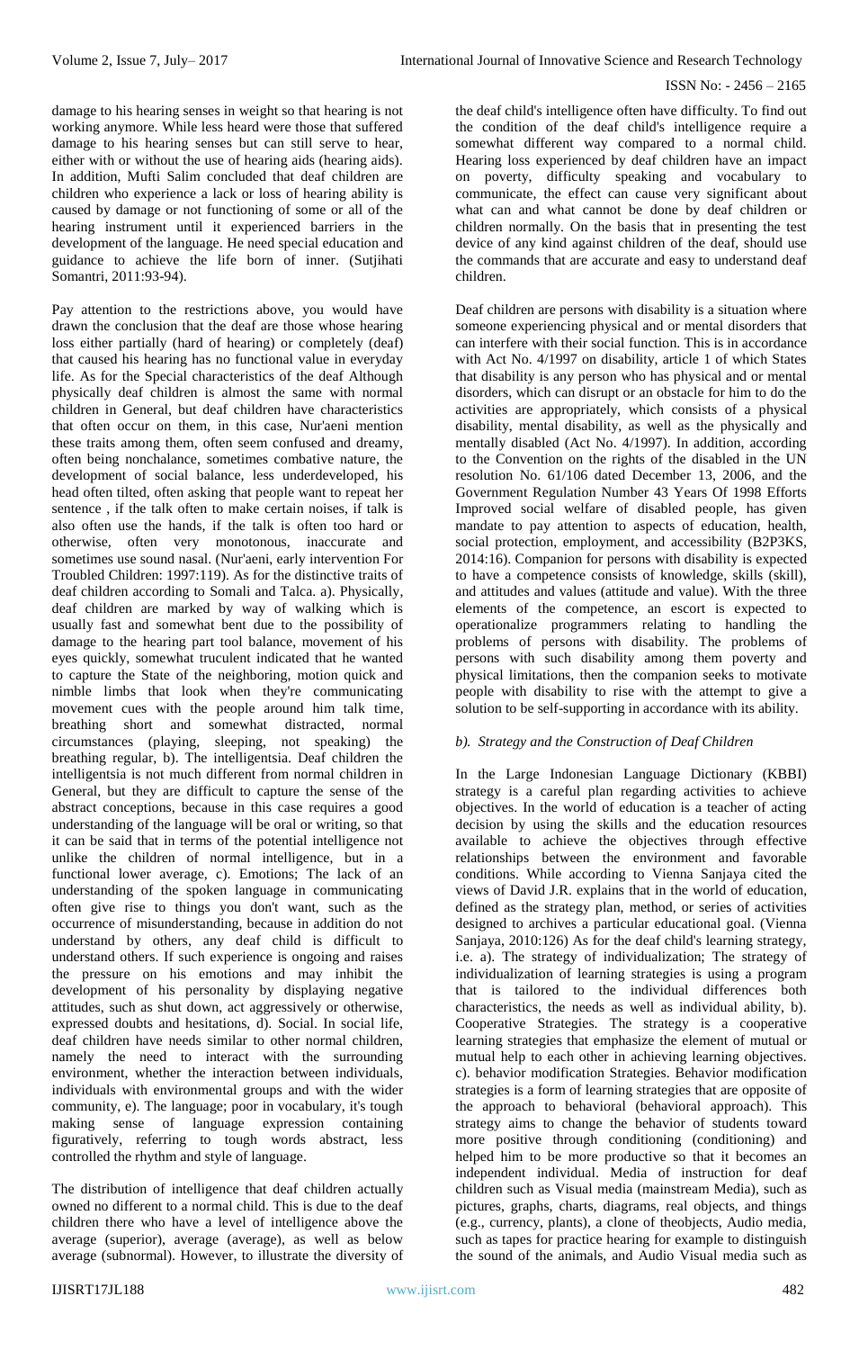damage to his hearing senses in weight so that hearing is not working anymore. While less heard were those that suffered damage to his hearing senses but can still serve to hear, either with or without the use of hearing aids (hearing aids). In addition, Mufti Salim concluded that deaf children are children who experience a lack or loss of hearing ability is caused by damage or not functioning of some or all of the hearing instrument until it experienced barriers in the development of the language. He need special education and guidance to achieve the life born of inner. (Sutjihati Somantri, 2011:93-94).

Pay attention to the restrictions above, you would have drawn the conclusion that the deaf are those whose hearing loss either partially (hard of hearing) or completely (deaf) that caused his hearing has no functional value in everyday life. As for the Special characteristics of the deaf Although physically deaf children is almost the same with normal children in General, but deaf children have characteristics that often occur on them, in this case, Nur'aeni mention these traits among them, often seem confused and dreamy, often being nonchalance, sometimes combative nature, the development of social balance, less underdeveloped, his head often tilted, often asking that people want to repeat her sentence , if the talk often to make certain noises, if talk is also often use the hands, if the talk is often too hard or otherwise, often very monotonous, inaccurate and sometimes use sound nasal. (Nur'aeni, early intervention For Troubled Children: 1997:119). As for the distinctive traits of deaf children according to Somali and Talca. a). Physically, deaf children are marked by way of walking which is usually fast and somewhat bent due to the possibility of damage to the hearing part tool balance, movement of his eyes quickly, somewhat truculent indicated that he wanted to capture the State of the neighboring, motion quick and nimble limbs that look when they're communicating movement cues with the people around him talk time, breathing short and somewhat distracted, normal circumstances (playing, sleeping, not speaking) the breathing regular, b). The intelligentsia. Deaf children the intelligentsia is not much different from normal children in General, but they are difficult to capture the sense of the abstract conceptions, because in this case requires a good understanding of the language will be oral or writing, so that it can be said that in terms of the potential intelligence not unlike the children of normal intelligence, but in a functional lower average, c). Emotions; The lack of an understanding of the spoken language in communicating often give rise to things you don't want, such as the occurrence of misunderstanding, because in addition do not understand by others, any deaf child is difficult to understand others. If such experience is ongoing and raises the pressure on his emotions and may inhibit the development of his personality by displaying negative attitudes, such as shut down, act aggressively or otherwise, expressed doubts and hesitations, d). Social. In social life, deaf children have needs similar to other normal children, namely the need to interact with the surrounding environment, whether the interaction between individuals, individuals with environmental groups and with the wider community, e). The language; poor in vocabulary, it's tough making sense of language expression containing figuratively, referring to tough words abstract, less controlled the rhythm and style of language.

The distribution of intelligence that deaf children actually owned no different to a normal child. This is due to the deaf children there who have a level of intelligence above the average (superior), average (average), as well as below average (subnormal). However, to illustrate the diversity of the deaf child's intelligence often have difficulty. To find out the condition of the deaf child's intelligence require a somewhat different way compared to a normal child. Hearing loss experienced by deaf children have an impact on poverty, difficulty speaking and vocabulary to communicate, the effect can cause very significant about what can and what cannot be done by deaf children or children normally. On the basis that in presenting the test device of any kind against children of the deaf, should use the commands that are accurate and easy to understand deaf children.

Deaf children are persons with disability is a situation where someone experiencing physical and or mental disorders that can interfere with their social function. This is in accordance with Act No. 4/1997 on disability, article 1 of which States that disability is any person who has physical and or mental disorders, which can disrupt or an obstacle for him to do the activities are appropriately, which consists of a physical disability, mental disability, as well as the physically and mentally disabled (Act No. 4/1997). In addition, according to the Convention on the rights of the disabled in the UN resolution No. 61/106 dated December 13, 2006, and the Government Regulation Number 43 Years Of 1998 Efforts Improved social welfare of disabled people, has given mandate to pay attention to aspects of education, health, social protection, employment, and accessibility (B2P3KS, 2014:16). Companion for persons with disability is expected to have a competence consists of knowledge, skills (skill), and attitudes and values (attitude and value). With the three elements of the competence, an escort is expected to operationalize programmers relating to handling the problems of persons with disability. The problems of persons with such disability among them poverty and physical limitations, then the companion seeks to motivate people with disability to rise with the attempt to give a solution to be self-supporting in accordance with its ability.

*b). Strategy and the Construction of Deaf Children*

In the Large Indonesian Language Dictionary (KBBI) strategy is a careful plan regarding activities to achieve objectives. In the world of education is a teacher of acting decision by using the skills and the education resources available to achieve the objectives through effective relationships between the environment and favorable conditions. While according to Vienna Sanjaya cited the views of David J.R. explains that in the world of education, defined as the strategy plan, method, or series of activities designed to archives a particular educational goal. (Vienna Sanjaya, 2010:126) As for the deaf child's learning strategy, i.e. a). The strategy of individualization; The strategy of individualization of learning strategies is using a program that is tailored to the individual differences both characteristics, the needs as well as individual ability, b). Cooperative Strategies. The strategy is a cooperative learning strategies that emphasize the element of mutual or mutual help to each other in achieving learning objectives. c). behavior modification Strategies. Behavior modification strategies is a form of learning strategies that are opposite of the approach to behavioral (behavioral approach). This strategy aims to change the behavior of students toward more positive through conditioning (conditioning) and helped him to be more productive so that it becomes an independent individual. Media of instruction for deaf children such as Visual media (mainstream Media), such as pictures, graphs, charts, diagrams, real objects, and things (e.g., currency, plants), a clone of theobjects, Audio media, such as tapes for practice hearing for example to distinguish the sound of the animals, and Audio Visual media such as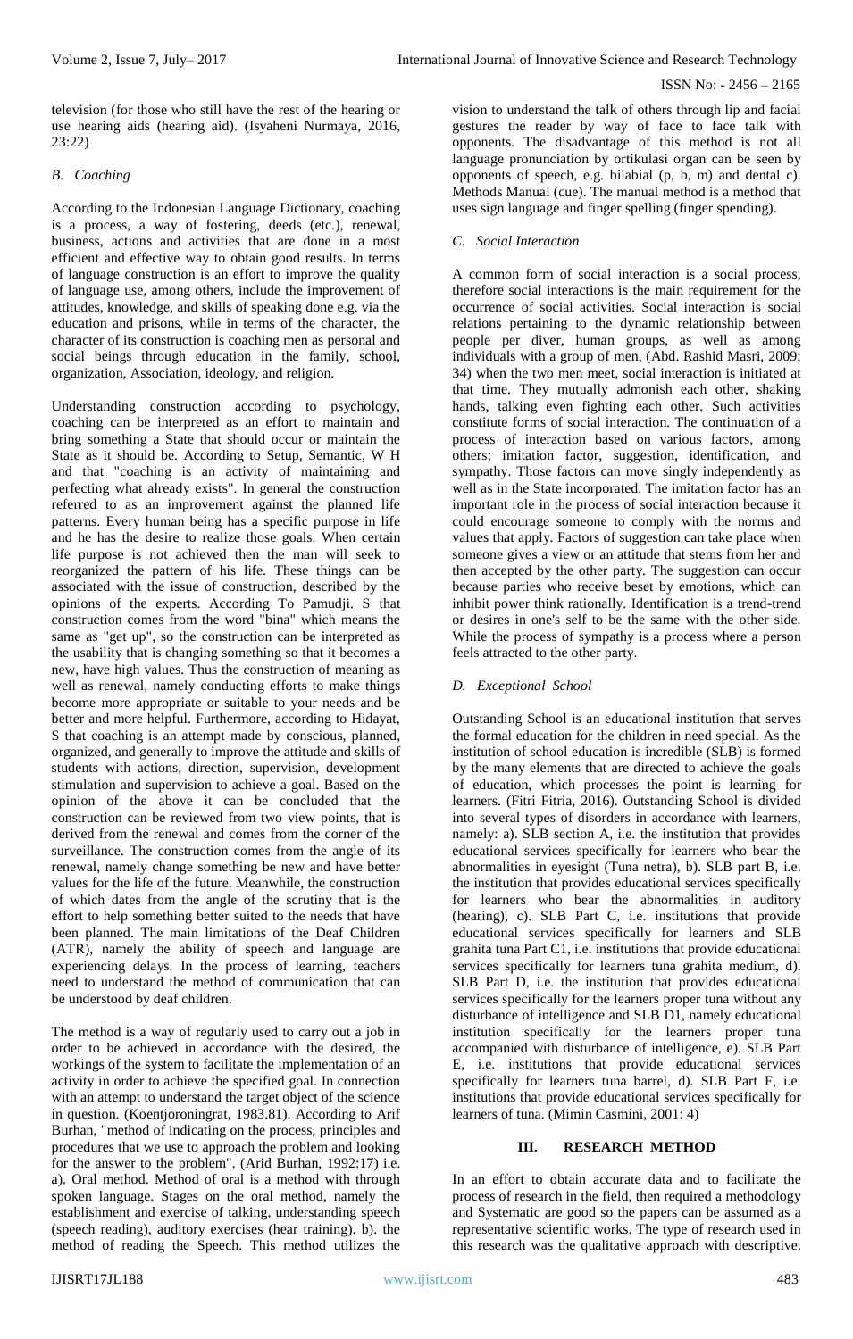television (for those who still have the rest of the hearing or use hearing aids (hearing aid). (Isyaheni Nurmaya, 2016, 23:22)

### *B. Coaching*

According to the Indonesian Language Dictionary, coaching is a process, a way of fostering, deeds (etc.), renewal, business, actions and activities that are done in a most efficient and effective way to obtain good results. In terms of language construction is an effort to improve the quality of language use, among others, include the improvement of attitudes, knowledge, and skills of speaking done e.g. via the education and prisons, while in terms of the character, the character of its construction is coaching men as personal and social beings through education in the family, school, organization, Association, ideology, and religion.

Understanding construction according to psychology, coaching can be interpreted as an effort to maintain and bring something a State that should occur or maintain the State as it should be. According to Setup, Semantic, W H and that "coaching is an activity of maintaining and perfecting what already exists". In general the construction referred to as an improvement against the planned life patterns. Every human being has a specific purpose in life and he has the desire to realize those goals. When certain life purpose is not achieved then the man will seek to reorganized the pattern of his life. These things can be associated with the issue of construction, described by the opinions of the experts. According To Pamudji. S that construction comes from the word "bina" which means the same as "get up", so the construction can be interpreted as the usability that is changing something so that it becomes a new, have high values. Thus the construction of meaning as well as renewal, namely conducting efforts to make things become more appropriate or suitable to your needs and be better and more helpful. Furthermore, according to Hidayat, S that coaching is an attempt made by conscious, planned, organized, and generally to improve the attitude and skills of students with actions, direction, supervision, development stimulation and supervision to achieve a goal. Based on the opinion of the above it can be concluded that the construction can be reviewed from two view points, that is derived from the renewal and comes from the corner of the surveillance. The construction comes from the angle of its renewal, namely change something be new and have better values for the life of the future. Meanwhile, the construction of which dates from the angle of the scrutiny that is the effort to help something better suited to the needs that have been planned. The main limitations of the Deaf Children (ATR), namely the ability of speech and language are experiencing delays. In the process of learning, teachers need to understand the method of communication that can be understood by deaf children.

The method is a way of regularly used to carry out a job in order to be achieved in accordance with the desired, the workings of the system to facilitate the implementation of an activity in order to achieve the specified goal. In connection with an attempt to understand the target object of the science in question. (Koentjoroningrat, 1983.81). According to Arif Burhan, "method of indicating on the process, principles and procedures that we use to approach the problem and looking for the answer to the problem". (Arid Burhan, 1992:17) i.e. a). Oral method. Method of oral is a method with through spoken language. Stages on the oral method, namely the establishment and exercise of talking, understanding speech (speech reading), auditory exercises (hear training). b). the method of reading the Speech. This method utilizes the vision to understand the talk of others through lip and facial gestures the reader by way of face to face talk with opponents. The disadvantage of this method is not all language pronunciation by ortikulasi organ can be seen by opponents of speech, e.g. bilabial (p, b, m) and dental c). Methods Manual (cue). The manual method is a method that uses sign language and finger spelling (finger spending).

### *C. Social Interaction*

A common form of social interaction is a social process, therefore social interactions is the main requirement for the occurrence of social activities. Social interaction is social relations pertaining to the dynamic relationship between people per diver, human groups, as well as among individuals with a group of men, (Abd. Rashid Masri, 2009; 34) when the two men meet, social interaction is initiated at that time. They mutually admonish each other, shaking hands, talking even fighting each other. Such activities constitute forms of social interaction. The continuation of a process of interaction based on various factors, among others; imitation factor, suggestion, identification, and sympathy. Those factors can move singly independently as well as in the State incorporated. The imitation factor has an important role in the process of social interaction because it could encourage someone to comply with the norms and values that apply. Factors of suggestion can take place when someone gives a view or an attitude that stems from her and then accepted by the other party. The suggestion can occur because parties who receive beset by emotions, which can inhibit power think rationally. Identification is a trend-trend or desires in one's self to be the same with the other side. While the process of sympathy is a process where a person feels attracted to the other party.

### *D. Exceptional School*

Outstanding School is an educational institution that serves the formal education for the children in need special. As the institution of school education is incredible (SLB) is formed by the many elements that are directed to achieve the goals of education, which processes the point is learning for learners. (Fitri Fitria, 2016). Outstanding School is divided into several types of disorders in accordance with learners, namely: a). SLB section A, i.e. the institution that provides educational services specifically for learners who bear the abnormalities in eyesight (Tuna netra), b). SLB part B, i.e. the institution that provides educational services specifically for learners who bear the abnormalities in auditory (hearing), c). SLB Part C, i.e. institutions that provide educational services specifically for learners and SLB grahita tuna Part C1, i.e. institutions that provide educational services specifically for learners tuna grahita medium, d). SLB Part D, i.e. the institution that provides educational services specifically for the learners proper tuna without any disturbance of intelligence and SLB D1, namely educational institution specifically for the learners proper tuna accompanied with disturbance of intelligence, e). SLB Part E, i.e. institutions that provide educational services specifically for learners tuna barrel, d). SLB Part F, i.e. institutions that provide educational services specifically for learners of tuna. (Mimin Casmini, 2001: 4)

## III. RESEARCH METHOD

In an effort to obtain accurate data and to facilitate the process of research in the field, then required a methodology and Systematic are good so the papers can be assumed as a representative scientific works. The type of research used in this research was the qualitative approach with descriptive.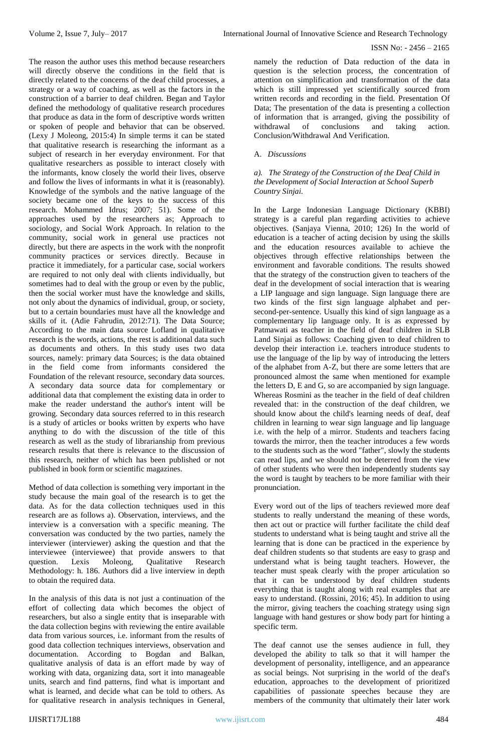The reason the author uses this method because researchers will directly observe the conditions in the field that is directly related to the concerns of the deaf child processes, a strategy or a way of coaching, as well as the factors in the construction of a barrier to deaf children. Began and Taylor defined the methodology of qualitative research procedures that produce as data in the form of descriptive words written or spoken of people and behavior that can be observed. (Lexy J Moleong, 2015:4) In simple terms it can be stated that qualitative research is researching the informant as a subject of research in her everyday environment. For that qualitative researchers as possible to interact closely with the informants, know closely the world their lives, observe and follow the lives of informants in what it is (reasonably). Knowledge of the symbols and the native language of the society became one of the keys to the success of this research. Mohammed Idrus; 2007; 51). Some of the approaches used by the researchers as; Approach to sociology, and Social Work Approach. In relation to the community, social work in general use practices not directly, but there are aspects in the work with the nonprofit community practices or services directly. Because in practice it immediately, for a particular case, social workers are required to not only deal with clients individually, but sometimes had to deal with the group or even by the public, then the social worker must have the knowledge and skills, not only about the dynamics of individual, group, or society, but to a certain boundaries must have all the knowledge and skills of it. (Adie Fahrudin, 2012:71). The Data Source; According to the main data source Lofland in qualitative research is the words, actions, the rest is additional data such as documents and others. In this study uses two data sources, namely: primary data Sources; is the data obtained in the field come from informants considered the Foundation of the relevant resource, secondary data sources. A secondary data source data for complementary or additional data that complement the existing data in order to make the reader understand the author's intent will be growing. Secondary data sources referred to in this research is a study of articles or books written by experts who have anything to do with the discussion of the title of this research as well as the study of librarianship from previous research results that there is relevance to the discussion of this research, neither of which has been published or not published in book form or scientific magazines.

Method of data collection is something very important in the study because the main goal of the research is to get the data. As for the data collection techniques used in this research are as follows a). Observation, interviews, and the interview is a conversation with a specific meaning. The conversation was conducted by the two parties, namely the interviewer (interviewer) asking the question and that the interviewee (interviewee) that provide answers to that question. Lexis Moleong, Qualitative Research Methodology: h. 186. Authors did a live interview in depth to obtain the required data.

In the analysis of this data is not just a continuation of the effort of collecting data which becomes the object of researchers, but also a single entity that is inseparable with the data collection begins with reviewing the entire available data from various sources, i.e. informant from the results of good data collection techniques interviews, observation and documentation. According to Bogdan and Balkan, qualitative analysis of data is an effort made by way of working with data, organizing data, sort it into manageable units, search and find patterns, find what is important and what is learned, and decide what can be told to others. As for qualitative research in analysis techniques in General, namely the reduction of Data reduction of the data in question is the selection process, the concentration of attention on simplification and transformation of the data which is still impressed yet scientifically sourced from written records and recording in the field. Presentation Of Data; The presentation of the data is presenting a collection of information that is arranged, giving the possibility of withdrawal of conclusions and taking action. Conclusion/Withdrawal And Verification.

## A. *Discussions*

### *a). The Strategy of the Construction of the Deaf Child in the Development of Social Interaction at School Superb Country Sinjai.*

In the Large Indonesian Language Dictionary (KBBI) strategy is a careful plan regarding activities to achieve objectives. (Sanjaya Vienna, 2010; 126) In the world of education is a teacher of acting decision by using the skills and the education resources available to achieve the objectives through effective relationships between the environment and favorable conditions. The results showed that the strategy of the construction given to teachers of the deaf in the development of social interaction that is wearing a LIP language and sign language. Sign language there are two kinds of the first sign language alphabet and per-second-per-sentence. Usually this kind of sign language as a complementary lip language only. It is as expressed by Patmawati as teacher in the field of deaf children in SLB Land Sinjai as follows: Coaching given to deaf children to develop their interaction i.e. teachers introduce students to use the language of the lip by way of introducing the letters of the alphabet from A-Z, but there are some letters that are pronounced almost the same when mentioned for example the letters D, E and G, so are accompanied by sign language. Whereas Rosmini as the teacher in the field of deaf children revealed that: in the construction of the deaf children, we should know about the child's learning needs of deaf, deaf children in learning to wear sign language and lip language i.e. with the help of a mirror. Students and teachers facing towards the mirror, then the teacher introduces a few words to the students such as the word "father", slowly the students can read lips, and we should not be deterred from the view of other students who were then independently students say the word is taught by teachers to be more familiar with their pronunciation.

Every word out of the lips of teachers reviewed more deaf students to really understand the meaning of these words, then act out or practice will further facilitate the child deaf students to understand what is being taught and strive all the learning that is done can be practiced in the experience by deaf children students so that students are easy to grasp and understand what is being taught teachers. However, the teacher must speak clearly with the proper articulation so that it can be understood by deaf children students everything that is taught along with real examples that are easy to understand. (Rossini, 2016; 45). In addition to using the mirror, giving teachers the coaching strategy using sign language with hand gestures or show body part for hinting a specific term.

The deaf cannot use the senses audience in full, they developed the ability to talk so that it will hamper the development of personality, intelligence, and an appearance as social beings. Not surprising in the world of the deaf's education, approaches to the development of prioritized capabilities of passionate speeches because they are members of the community that ultimately their later work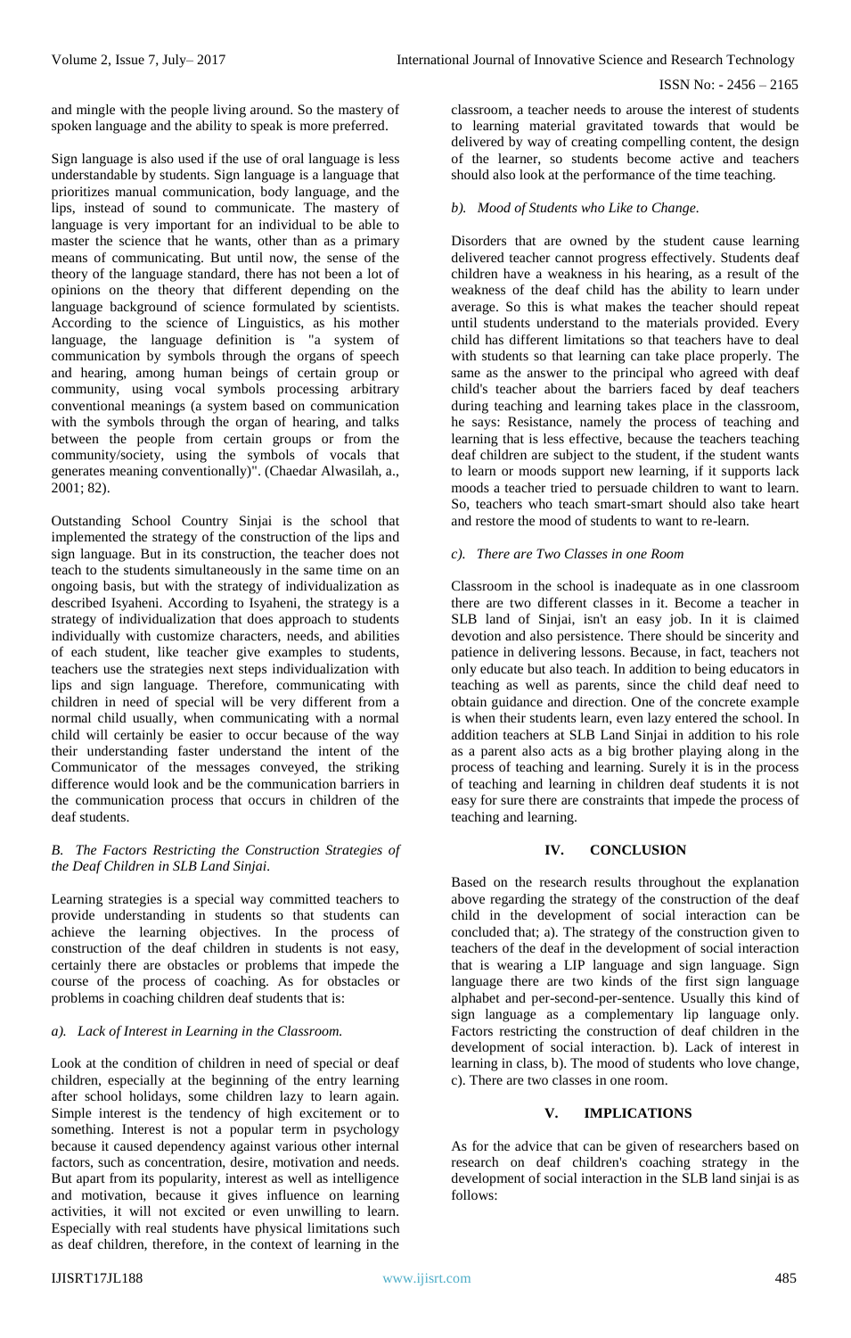and mingle with the people living around. So the mastery of spoken language and the ability to speak is more preferred.

Sign language is also used if the use of oral language is less understandable by students. Sign language is a language that prioritizes manual communication, body language, and the lips, instead of sound to communicate. The mastery of language is very important for an individual to be able to master the science that he wants, other than as a primary means of communicating. But until now, the sense of the theory of the language standard, there has not been a lot of opinions on the theory that different depending on the language background of science formulated by scientists. According to the science of Linguistics, as his mother language, the language definition is "a system of communication by symbols through the organs of speech and hearing, among human beings of certain group or community, using vocal symbols processing arbitrary conventional meanings (a system based on communication with the symbols through the organ of hearing, and talks between the people from certain groups or from the community/society, using the symbols of vocals that generates meaning conventionally)". (Chaedar Alwasilah, a., 2001; 82).

Outstanding School Country Sinjai is the school that implemented the strategy of the construction of the lips and sign language. But in its construction, the teacher does not teach to the students simultaneously in the same time on an ongoing basis, but with the strategy of individualization as described Isyaheni. According to Isyaheni, the strategy is a strategy of individualization that does approach to students individually with customize characters, needs, and abilities of each student, like teacher give examples to students, teachers use the strategies next steps individualization with lips and sign language. Therefore, communicating with children in need of special will be very different from a normal child usually, when communicating with a normal child will certainly be easier to occur because of the way their understanding faster understand the intent of the Communicator of the messages conveyed, the striking difference would look and be the communication barriers in the communication process that occurs in children of the deaf students.

### *B. The Factors Restricting the Construction Strategies of the Deaf Children in SLB Land Sinjai.*

Learning strategies is a special way committed teachers to provide understanding in students so that students can achieve the learning objectives. In the process of construction of the deaf children in students is not easy, certainly there are obstacles or problems that impede the course of the process of coaching. As for obstacles or problems in coaching children deaf students that is:

#### *a). Lack of Interest in Learning in the Classroom.*

Look at the condition of children in need of special or deaf children, especially at the beginning of the entry learning after school holidays, some children lazy to learn again. Simple interest is the tendency of high excitement or to something. Interest is not a popular term in psychology because it caused dependency against various other internal factors, such as concentration, desire, motivation and needs. But apart from its popularity, interest as well as intelligence and motivation, because it gives influence on learning activities, it will not excited or even unwilling to learn. Especially with real students have physical limitations such as deaf children, therefore, in the context of learning in the classroom, a teacher needs to arouse the interest of students to learning material gravitated towards that would be delivered by way of creating compelling content, the design of the learner, so students become active and teachers should also look at the performance of the time teaching.

#### *b). Mood of Students who Like to Change.*

Disorders that are owned by the student cause learning delivered teacher cannot progress effectively. Students deaf children have a weakness in his hearing, as a result of the weakness of the deaf child has the ability to learn under average. So this is what makes the teacher should repeat until students understand to the materials provided. Every child has different limitations so that teachers have to deal with students so that learning can take place properly. The same as the answer to the principal who agreed with deaf child's teacher about the barriers faced by deaf teachers during teaching and learning takes place in the classroom, he says: Resistance, namely the process of teaching and learning that is less effective, because the teachers teaching deaf children are subject to the student, if the student wants to learn or moods support new learning, if it supports lack moods a teacher tried to persuade children to want to learn. So, teachers who teach smart-smart should also take heart and restore the mood of students to want to re-learn.

#### *c). There are Two Classes in one Room*

Classroom in the school is inadequate as in one classroom there are two different classes in it. Become a teacher in SLB land of Sinjai, isn't an easy job. In it is claimed devotion and also persistence. There should be sincerity and patience in delivering lessons. Because, in fact, teachers not only educate but also teach. In addition to being educators in teaching as well as parents, since the child deaf need to obtain guidance and direction. One of the concrete example is when their students learn, even lazy entered the school. In addition teachers at SLB Land Sinjai in addition to his role as a parent also acts as a big brother playing along in the process of teaching and learning. Surely it is in the process of teaching and learning in children deaf students it is not easy for sure there are constraints that impede the process of teaching and learning.

## IV. CONCLUSION

Based on the research results throughout the explanation above regarding the strategy of the construction of the deaf child in the development of social interaction can be concluded that; a). The strategy of the construction given to teachers of the deaf in the development of social interaction that is wearing a LIP language and sign language. Sign language there are two kinds of the first sign language alphabet and per-second-per-sentence. Usually this kind of sign language as a complementary lip language only. Factors restricting the construction of deaf children in the development of social interaction. b). Lack of interest in learning in class, b). The mood of students who love change, c). There are two classes in one room.

## V. IMPLICATIONS

As for the advice that can be given of researchers based on research on deaf children's coaching strategy in the development of social interaction in the SLB land sinjai is as follows: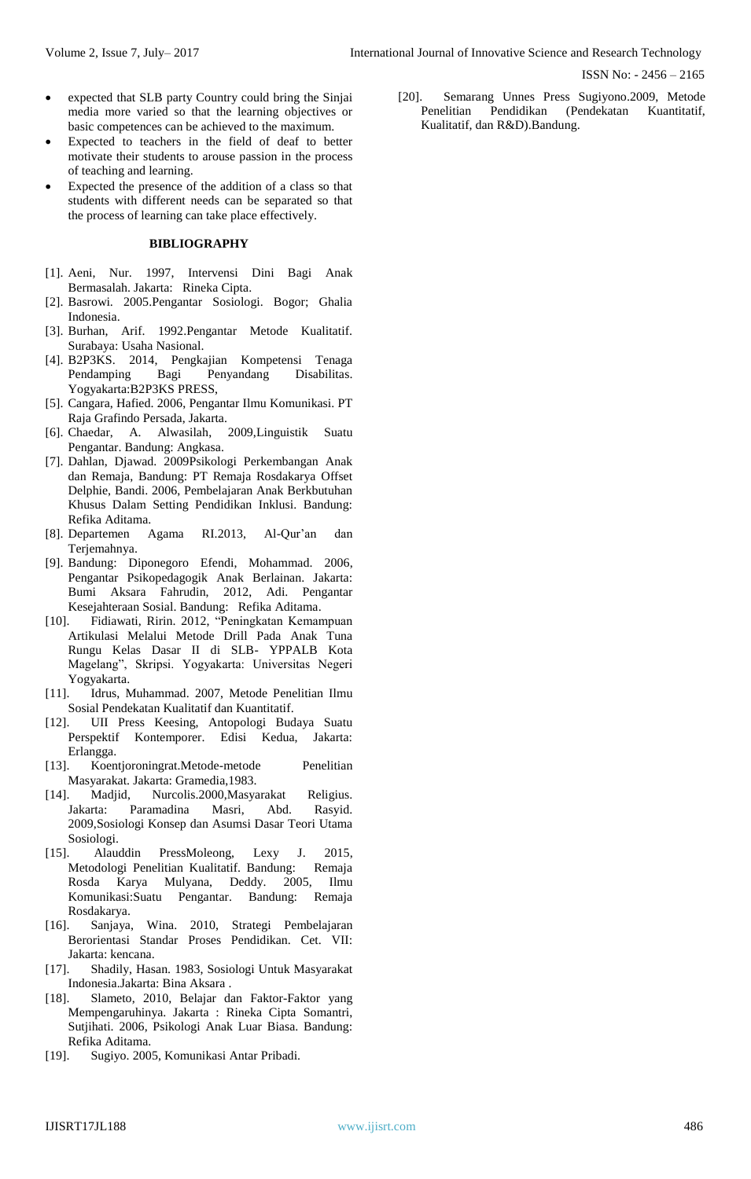- expected that SLB party Country could bring the Sinjai media more varied so that the learning objectives or basic competences can be achieved to the maximum.
- Expected to teachers in the field of deaf to better motivate their students to arouse passion in the process of teaching and learning.
- Expected the presence of the addition of a class so that students with different needs can be separated so that the process of learning can take place effectively.

## BIBLIOGRAPHY

[1]. Aeni, Nur. 1997, Intervensi Dini Bagi Anak Bermasalah. Jakarta: Rineka Cipta.

[2]. Basrowi. 2005.Pengantar Sosiologi. Bogor; Ghalia Indonesia.

[3]. Burhan, Arif. 1992.Pengantar Metode Kualitatif. Surabaya: Usaha Nasional.

[4]. B2P3KS. 2014, Pengkajian Kompetensi Tenaga Pendamping Bagi Penyandang Disabilitas. Yogyakarta:B2P3KS PRESS,

[5]. Cangara, Hafied. 2006, Pengantar Ilmu Komunikasi. PT Raja Grafindo Persada, Jakarta.

[6]. Chaedar, A. Alwasilah, 2009,Linguistik Suatu Pengantar. Bandung: Angkasa.

[7]. Dahlan, Djawad. 2009Psikologi Perkembangan Anak dan Remaja, Bandung: PT Remaja Rosdakarya Offset Delphie, Bandi. 2006, Pembelajaran Anak Berkbutuhan Khusus Dalam Setting Pendidikan Inklusi. Bandung: Refika Aditama.

[8]. Departemen Agama RI.2013, Al-Qur'an dan Terjemahnya.

[9]. Bandung: Diponegoro Efendi, Mohammad. 2006, Pengantar Psikopedagogik Anak Berlainan. Jakarta: Bumi Aksara Fahrudin, 2012, Adi. Pengantar Kesejahteraan Sosial. Bandung: Refika Aditama.

[10]. Fidiawati, Ririn. 2012, "Peningkatan Kemampuan Artikulasi Melalui Metode Drill Pada Anak Tuna Rungu Kelas Dasar II di SLB- YPPALB Kota Magelang", Skripsi. Yogyakarta: Universitas Negeri Yogyakarta.

[11]. Idrus, Muhammad. 2007, Metode Penelitian Ilmu Sosial Pendekatan Kualitatif dan Kuantitatif.

[12]. UII Press Keesing, Antopologi Budaya Suatu Perspektif Kontemporer. Edisi Kedua, Jakarta: Erlangga.

[13]. Koentjoroningrat.Metode-metode Penelitian Masyarakat. Jakarta: Gramedia,1983.

[14]. Madjid, Nurcolis.2000,Masyarakat Religius. Jakarta: Paramadina Masri, Abd. Rasyid. 2009,Sosiologi Konsep dan Asumsi Dasar Teori Utama Sosiologi.

[15]. Alauddin PressMoleong, Lexy J. 2015, Metodologi Penelitian Kualitatif. Bandung: Remaja Rosda Karya Mulyana, Deddy. 2005, Ilmu Komunikasi:Suatu Pengantar. Bandung: Remaja Rosdakarya.

[16]. Sanjaya, Wina. 2010, Strategi Pembelajaran Berorientasi Standar Proses Pendidikan. Cet. VII: Jakarta: kencana.

[17]. Shadily, Hasan. 1983, Sosiologi Untuk Masyarakat Indonesia.Jakarta: Bina Aksara .

[18]. Slameto, 2010, Belajar dan Faktor-Faktor yang Mempengaruhinya. Jakarta : Rineka Cipta Somantri, Sutjihati. 2006, Psikologi Anak Luar Biasa. Bandung: Refika Aditama.

[19]. Sugiyo. 2005, Komunikasi Antar Pribadi.

[20]. Semarang Unnes Press Sugiyono.2009, Metode Penelitian Pendidikan (Pendekatan Kuantitatif, Kualitatif, dan R&D).Bandung.